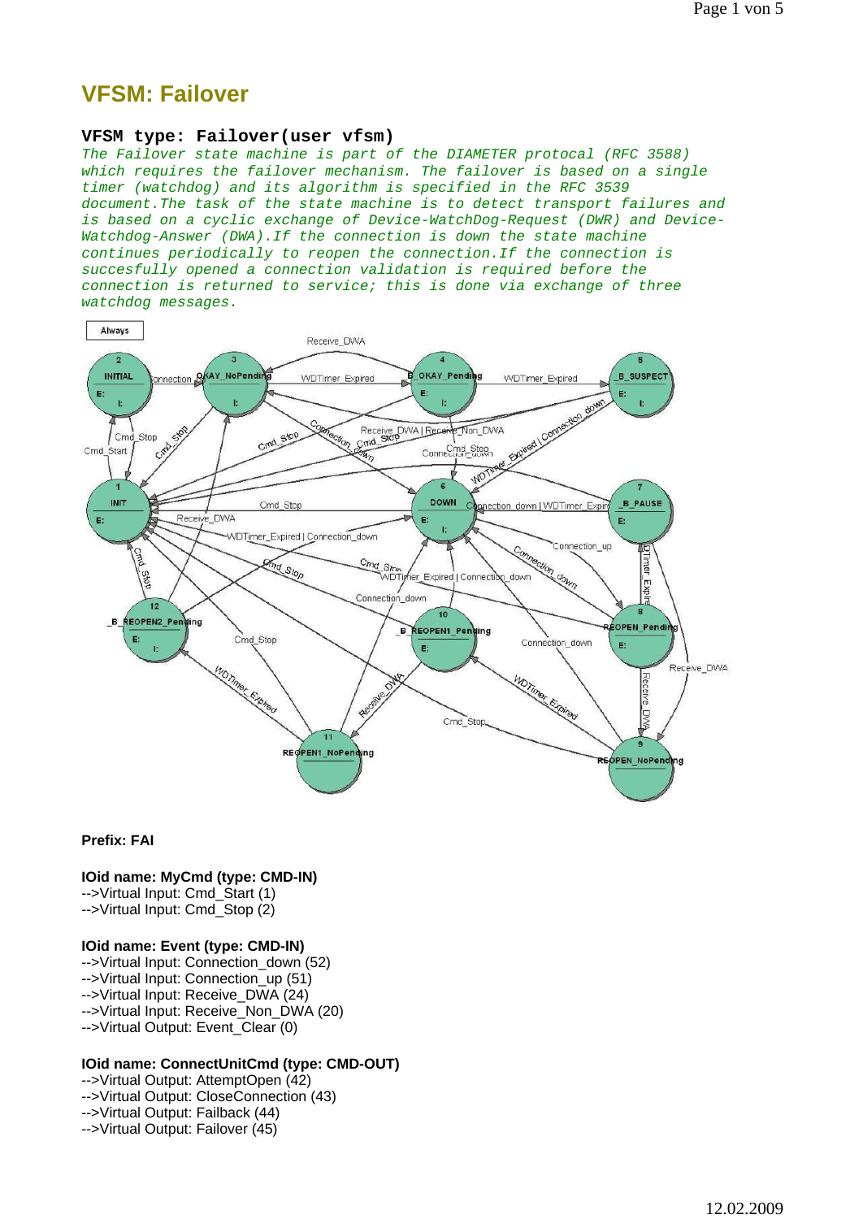# VFSM: Failover

## VFSM type: Failover(user vfsm)

*The Failover state machine is part of the DIAMETER protocol (RFC 3588) which requires the failover mechanism. The failover is based on a single timer (watchdog) and its algorithm is specified in the RFC 3539 document.The task of the state machine is to detect transport failures and is based on a cyclic exchange of Device-WatchDog-Request (DWR) and Device-Watchdog-Answer (DWA).If the connection is down the state machine continues periodically to reopen the connection.If the connection is succesfully opened a connection validation is required before the connection is returned to service; this is done via exchange of three watchdog messages.*

**Prefix: FAI**

**IOid name: MyCmd (type: CMD-IN)**
-->Virtual Input: Cmd_Start (1)
-->Virtual Input: Cmd_Stop (2)

**IOid name: Event (type: CMD-IN)**
-->Virtual Input: Connection_down (52)
-->Virtual Input: Connection_up (51)
-->Virtual Input: Receive_DWA (24)
-->Virtual Input: Receive_Non_DWA (20)
-->Virtual Output: Event_Clear (0)

**IOid name: ConnectUnitCmd (type: CMD-OUT)**
-->Virtual Output: AttemptOpen (42)
-->Virtual Output: CloseConnection (43)
-->Virtual Output: Failback (44)
-->Virtual Output: Failover (45)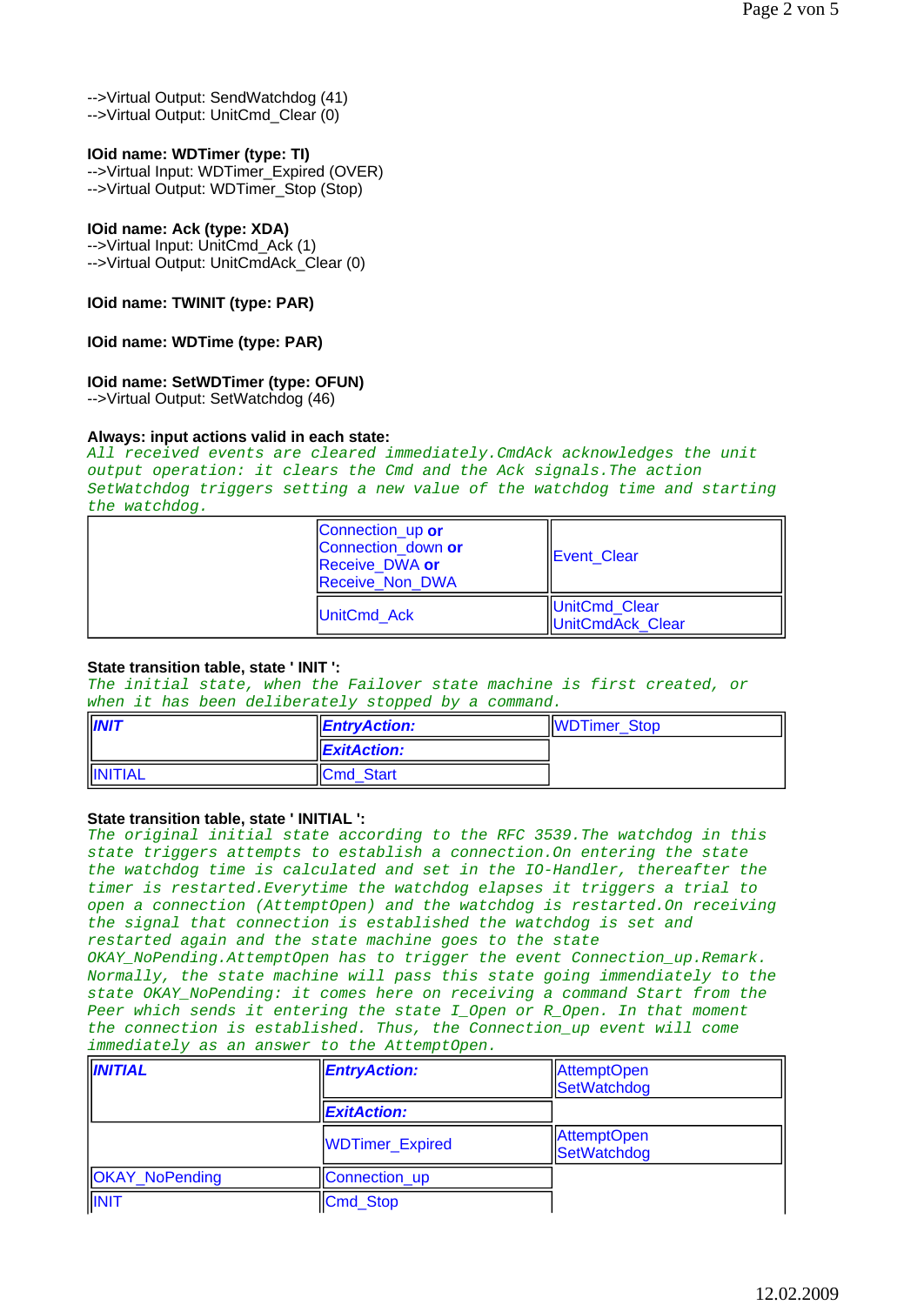-->Virtual Output: SendWatchdog (41)
-->Virtual Output: UnitCmd_Clear (0)

**IOid name: WDTimer (type: TI)**
-->Virtual Input: WDTimer_Expired (OVER)
-->Virtual Output: WDTimer_Stop (Stop)

**IOid name: Ack (type: XDA)**
-->Virtual Input: UnitCmd_Ack (1)
-->Virtual Output: UnitCmdAck_Clear (0)

**IOid name: TWINIT (type: PAR)**

**IOid name: WDTime (type: PAR)**

**IOid name: SetWDTimer (type: OFUN)**
-->Virtual Output: SetWatchdog (46)

**Always: input actions valid in each state:**
*All received events are cleared immediately.CmdAck acknowledges the unit output operation: it clears the Cmd and the Ack signals.The action SetWatchdog triggers setting a new value of the watchdog time and starting the watchdog.*

| | | |
|---|---|---|
| | Connection_up **or** Connection_down **or** Receive_DWA **or** Receive_Non_DWA | Event_Clear |
| | UnitCmd_Ack | UnitCmd_Clear UnitCmdAck_Clear |

**State transition table, state ' INIT ':**
*The initial state, when the Failover state machine is first created, or when it has been deliberately stopped by a command.*

| | | |
|---|---|---|
| ***INIT*** | ***EntryAction:*** | WDTimer_Stop |
| | ***ExitAction:*** | |
| INITIAL | Cmd_Start | |

**State transition table, state ' INITIAL ':**
*The original initial state according to the RFC 3539.The watchdog in this state triggers attempts to establish a connection.On entering the state the watchdog time is calculated and set in the IO-Handler, thereafter the timer is restarted.Everytime the watchdog elapses it triggers a trial to open a connection (AttemptOpen) and the watchdog is restarted.On receiving the signal that connection is established the watchdog is set and restarted again and the state machine goes to the state OKAY_NoPending.AttemptOpen has to trigger the event Connection_up.Remark. Normally, the state machine will pass this state going immendiately to the state OKAY_NoPending: it comes here on receiving a command Start from the Peer which sends it entering the state I_Open or R_Open. In that moment the connection is established. Thus, the Connection_up event will come immediately as an answer to the AttemptOpen.*

| | | |
|---|---|---|
| ***INITIAL*** | ***EntryAction:*** | AttemptOpen SetWatchdog |
| | ***ExitAction:*** | |
| | WDTimer_Expired | AttemptOpen SetWatchdog |
| OKAY_NoPending | Connection_up | |
| INIT | Cmd_Stop | |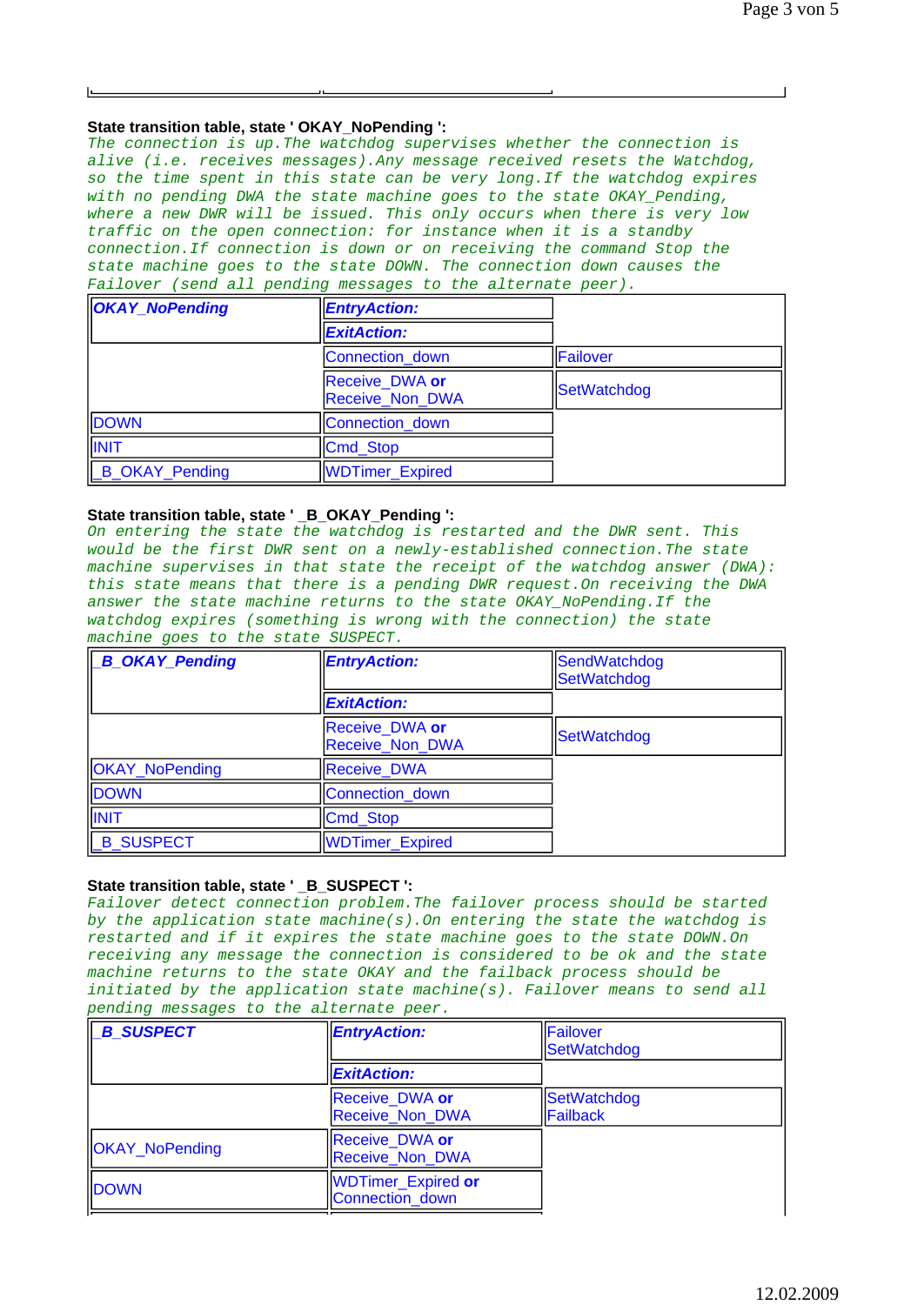**State transition table, state ' OKAY_NoPending ':**

*The connection is up.The watchdog supervises whether the connection is alive (i.e. receives messages).Any message received resets the Watchdog, so the time spent in this state can be very long.If the watchdog expires with no pending DWA the state machine goes to the state OKAY_Pending, where a new DWR will be issued. This only occurs when there is very low traffic on the open connection: for instance when it is a standby connection.If connection is down or on receiving the command Stop the state machine goes to the state DOWN. The connection down causes the Failover (send all pending messages to the alternate peer).*

| ***OKAY_NoPending*** | ***EntryAction:*** | |
|---|---|---|
| | ***ExitAction:*** | |
| | Connection_down | Failover |
| | Receive_DWA **or** Receive_Non_DWA | SetWatchdog |
| DOWN | Connection_down | |
| INIT | Cmd_Stop | |
| _B_OKAY_Pending | WDTimer_Expired | |

**State transition table, state ' _B_OKAY_Pending ':**

*On entering the state the watchdog is restarted and the DWR sent. This would be the first DWR sent on a newly-established connection.The state machine supervises in that state the receipt of the watchdog answer (DWA): this state means that there is a pending DWR request.On receiving the DWA answer the state machine returns to the state OKAY_NoPending.If the watchdog expires (something is wrong with the connection) the state machine goes to the state SUSPECT.*

| ***_B_OKAY_Pending*** | ***EntryAction:*** | SendWatchdog SetWatchdog |
|---|---|---|
| | ***ExitAction:*** | |
| | Receive_DWA **or** Receive_Non_DWA | SetWatchdog |
| OKAY_NoPending | Receive_DWA | |
| DOWN | Connection_down | |
| INIT | Cmd_Stop | |
| _B_SUSPECT | WDTimer_Expired | |

**State transition table, state ' _B_SUSPECT ':**

*Failover detect connection problem.The failover process should be started by the application state machine(s).On entering the state the watchdog is restarted and if it expires the state machine goes to the state DOWN.On receiving any message the connection is considered to be ok and the state machine returns to the state OKAY and the failback process should be initiated by the application state machine(s). Failover means to send all pending messages to the alternate peer.*

| ***_B_SUSPECT*** | ***EntryAction:*** | Failover SetWatchdog |
|---|---|---|
| | ***ExitAction:*** | |
| | Receive_DWA **or** Receive_Non_DWA | SetWatchdog Failback |
| OKAY_NoPending | Receive_DWA **or** Receive_Non_DWA | |
| DOWN | WDTimer_Expired **or** Connection_down | |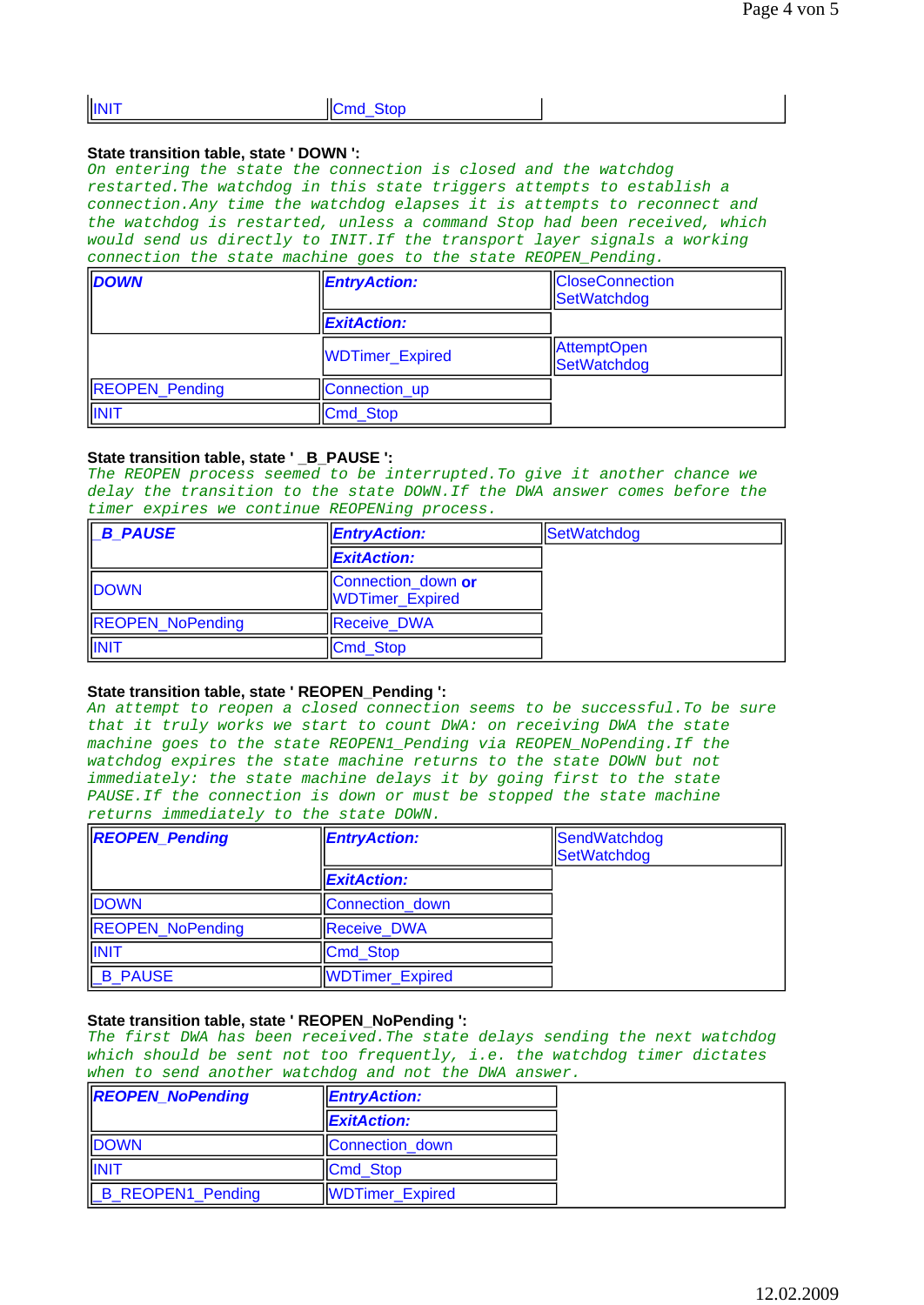| INIT | Cmd_Stop | |
|---|---|---|

**State transition table, state ' DOWN ':**

*On entering the state the connection is closed and the watchdog restarted.The watchdog in this state triggers attempts to establish a connection.Any time the watchdog elapses it is attempts to reconnect and the watchdog is restarted, unless a command Stop had been received, which would send us directly to INIT.If the transport layer signals a working connection the state machine goes to the state REOPEN_Pending.*

| ***DOWN*** | ***EntryAction:*** | CloseConnection<br>SetWatchdog |
|---|---|---|
| | ***ExitAction:*** | |
| | WDTimer_Expired | AttemptOpen<br>SetWatchdog |
| REOPEN_Pending | Connection_up | |
| INIT | Cmd_Stop | |

**State transition table, state ' _B_PAUSE ':**

*The REOPEN process seemed to be interrupted.To give it another chance we delay the transition to the state DOWN.If the DWA answer comes before the timer expires we continue REOPENing process.*

| ***_B_PAUSE*** | ***EntryAction:*** | SetWatchdog |
|---|---|---|
| | ***ExitAction:*** | |
| DOWN | Connection_down **or** WDTimer_Expired | |
| REOPEN_NoPending | Receive_DWA | |
| INIT | Cmd_Stop | |

**State transition table, state ' REOPEN_Pending ':**

*An attempt to reopen a closed connection seems to be successful.To be sure that it truly works we start to count DWA: on receiving DWA the state machine goes to the state REOPEN1_Pending via REOPEN_NoPending.If the watchdog expires the state machine returns to the state DOWN but not immediately: the state machine delays it by going first to the state PAUSE.If the connection is down or must be stopped the state machine returns immediately to the state DOWN.*

| ***REOPEN_Pending*** | ***EntryAction:*** | SendWatchdog<br>SetWatchdog |
|---|---|---|
| | ***ExitAction:*** | |
| DOWN | Connection_down | |
| REOPEN_NoPending | Receive_DWA | |
| INIT | Cmd_Stop | |
| _B_PAUSE | WDTimer_Expired | |

**State transition table, state ' REOPEN_NoPending ':**

*The first DWA has been received.The state delays sending the next watchdog which should be sent not too frequently, i.e. the watchdog timer dictates when to send another watchdog and not the DWA answer.*

| ***REOPEN_NoPending*** | ***EntryAction:*** | |
|---|---|---|
| | ***ExitAction:*** | |
| DOWN | Connection_down | |
| INIT | Cmd_Stop | |
| _B_REOPEN1_Pending | WDTimer_Expired | |

12.02.2009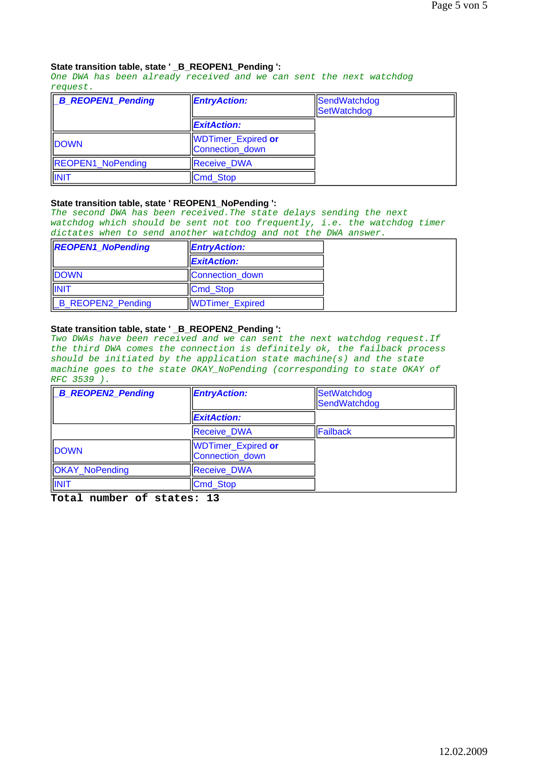**State transition table, state ' _B_REOPEN1_Pending ':**

*One DWA has been already received and we can sent the next watchdog request.*

| | | |
|---|---|---|
| ***_B_REOPEN1_Pending*** | ***EntryAction:*** | SendWatchdog<br>SetWatchdog |
| | ***ExitAction:*** | |
| DOWN | WDTimer_Expired **or** Connection_down | |
| REOPEN1_NoPending | Receive_DWA | |
| INIT | Cmd_Stop | |

**State transition table, state ' REOPEN1_NoPending ':**

*The second DWA has been received.The state delays sending the next watchdog which should be sent not too frequently, i.e. the watchdog timer dictates when to send another watchdog and not the DWA answer.*

| | |
|---|---|
| ***REOPEN1_NoPending*** | ***EntryAction:*** |
| | ***ExitAction:*** |
| DOWN | Connection_down |
| INIT | Cmd_Stop |
| _B_REOPEN2_Pending | WDTimer_Expired |

**State transition table, state ' _B_REOPEN2_Pending ':**

*Two DWAs have been received and we can sent the next watchdog request.If the third DWA comes the connection is definitely ok, the failback process should be initiated by the application state machine(s) and the state machine goes to the state OKAY_NoPending (corresponding to state OKAY of RFC 3539 ).*

| | | |
|---|---|---|
| ***_B_REOPEN2_Pending*** | ***EntryAction:*** | SetWatchdog<br>SendWatchdog |
| | ***ExitAction:*** | |
| | Receive_DWA | Failback |
| DOWN | WDTimer_Expired **or** Connection_down | |
| OKAY_NoPending | Receive_DWA | |
| INIT | Cmd_Stop | |

**Total number of states: 13**